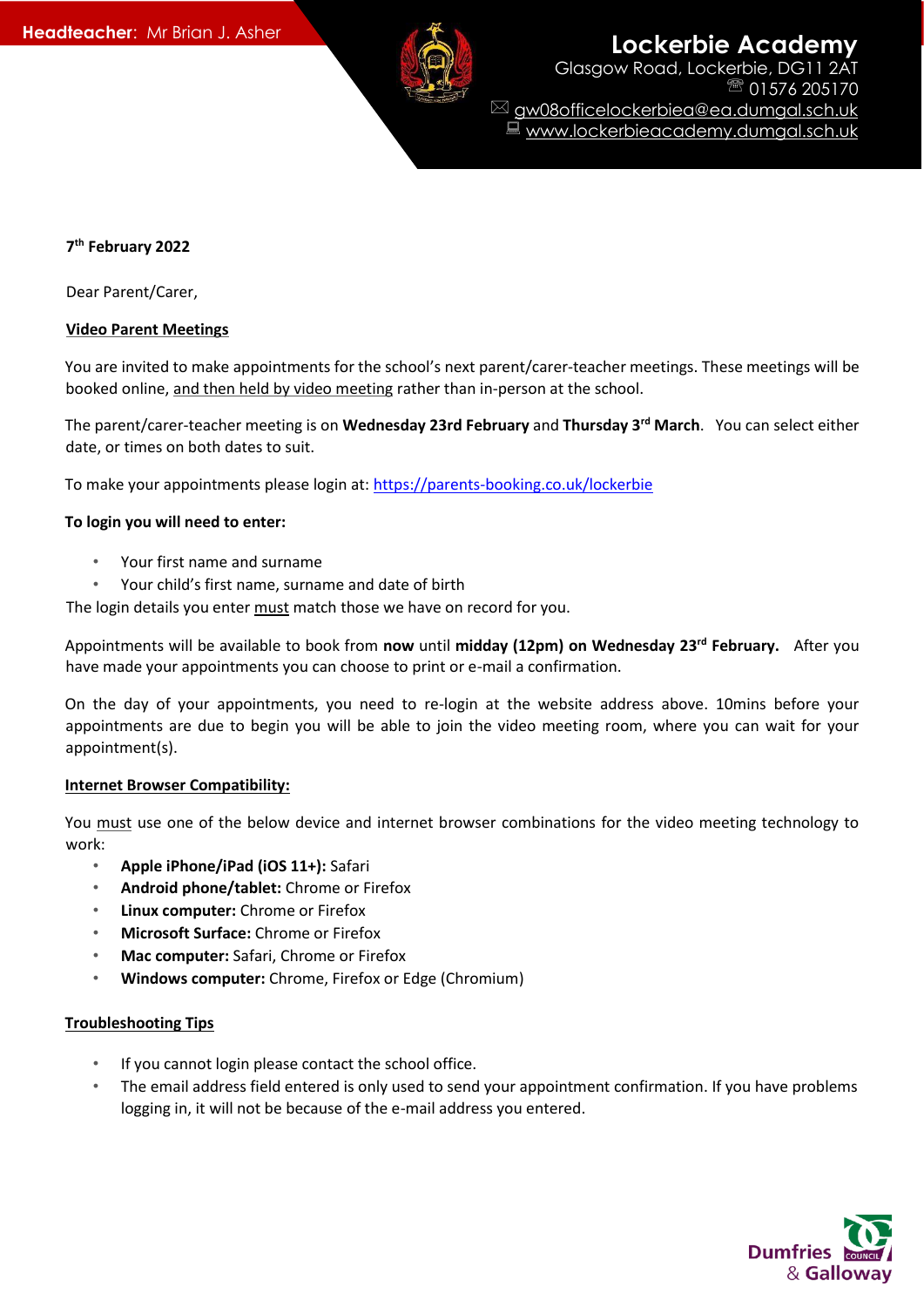**Headteacher:** Mr Brian J. Asher

**Lockerbie Academy**
Glasgow Road, Lockerbie, DG11 2AT
01576 205170
gw08officelockerbiea@ea.dumgal.sch.uk
www.lockerbieacademy.dumgal.sch.uk

**7th February 2022**

Dear Parent/Carer,

**Video Parent Meetings**

You are invited to make appointments for the school's next parent/carer-teacher meetings. These meetings will be booked online, and then held by video meeting rather than in-person at the school.

The parent/carer-teacher meeting is on **Wednesday 23rd February** and **Thursday 3rd March**. You can select either date, or times on both dates to suit.

To make your appointments please login at: https://parents-booking.co.uk/lockerbie

**To login you will need to enter:**

- Your first name and surname
- Your child's first name, surname and date of birth

The login details you enter must match those we have on record for you.

Appointments will be available to book from **now** until **midday (12pm) on Wednesday 23rd February.** After you have made your appointments you can choose to print or e-mail a confirmation.

On the day of your appointments, you need to re-login at the website address above. 10mins before your appointments are due to begin you will be able to join the video meeting room, where you can wait for your appointment(s).

**Internet Browser Compatibility:**

You must use one of the below device and internet browser combinations for the video meeting technology to work:

- **Apple iPhone/iPad (iOS 11+):** Safari
- **Android phone/tablet:** Chrome or Firefox
- **Linux computer:** Chrome or Firefox
- **Microsoft Surface:** Chrome or Firefox
- **Mac computer:** Safari, Chrome or Firefox
- **Windows computer:** Chrome, Firefox or Edge (Chromium)

**Troubleshooting Tips**

- If you cannot login please contact the school office.
- The email address field entered is only used to send your appointment confirmation. If you have problems logging in, it will not be because of the e-mail address you entered.

Dumfries & Galloway Council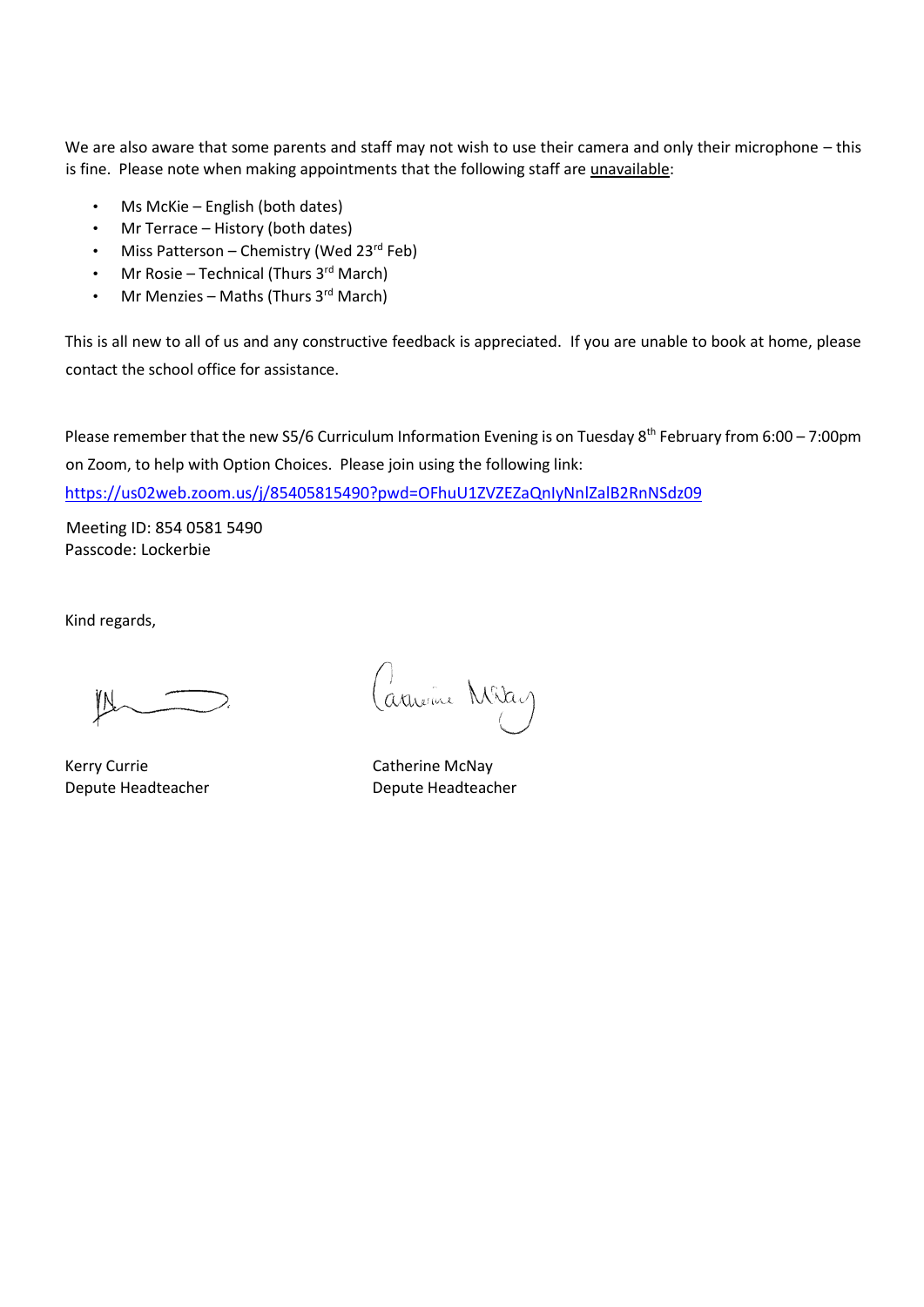We are also aware that some parents and staff may not wish to use their camera and only their microphone – this is fine. Please note when making appointments that the following staff are unavailable:

- Ms McKie – English (both dates)
- Mr Terrace – History (both dates)
- Miss Patterson – Chemistry (Wed 23rd Feb)
- Mr Rosie – Technical (Thurs 3rd March)
- Mr Menzies – Maths (Thurs 3rd March)

This is all new to all of us and any constructive feedback is appreciated. If you are unable to book at home, please contact the school office for assistance.

Please remember that the new S5/6 Curriculum Information Evening is on Tuesday 8th February from 6:00 – 7:00pm on Zoom, to help with Option Choices. Please join using the following link:
https://us02web.zoom.us/j/85405815490?pwd=OFhuU1ZVZEZaQnlyNnlZalB2RnNSdz09

Meeting ID: 854 0581 5490
Passcode: Lockerbie

Kind regards,

Kerry Currie
Depute Headteacher

Catherine McNay
Depute Headteacher